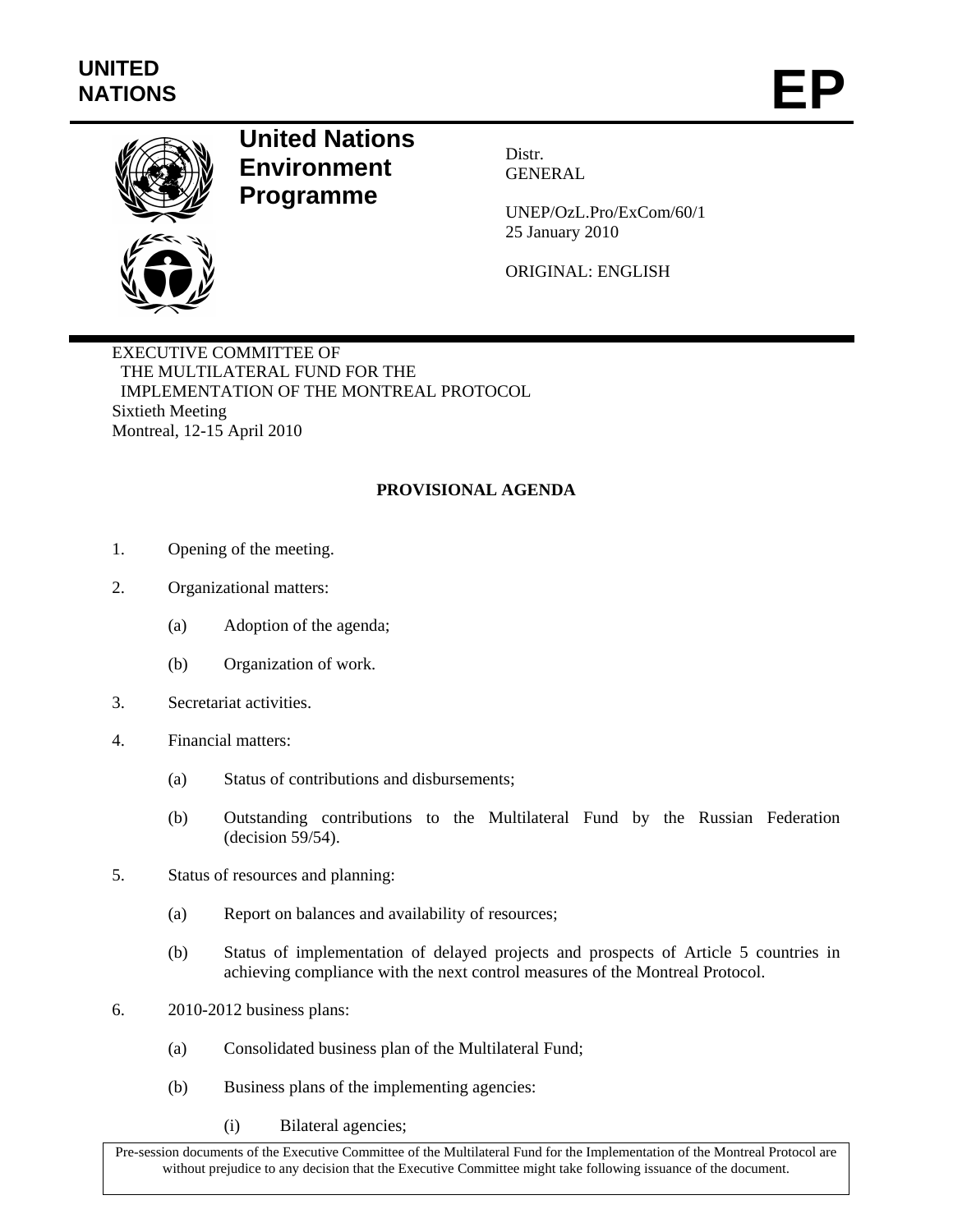UNITED NATIONS

# EP

**United Nations Environment Programme**

Distr.
GENERAL

UNEP/OzL.Pro/ExCom/60/1
25 January 2010

ORIGINAL: ENGLISH

EXECUTIVE COMMITTEE OF
THE MULTILATERAL FUND FOR THE
IMPLEMENTATION OF THE MONTREAL PROTOCOL
Sixtieth Meeting
Montreal, 12-15 April 2010

## PROVISIONAL AGENDA

1. Opening of the meeting.

2. Organizational matters:

   (a) Adoption of the agenda;

   (b) Organization of work.

3. Secretariat activities.

4. Financial matters:

   (a) Status of contributions and disbursements;

   (b) Outstanding contributions to the Multilateral Fund by the Russian Federation (decision 59/54).

5. Status of resources and planning:

   (a) Report on balances and availability of resources;

   (b) Status of implementation of delayed projects and prospects of Article 5 countries in achieving compliance with the next control measures of the Montreal Protocol.

6. 2010-2012 business plans:

   (a) Consolidated business plan of the Multilateral Fund;

   (b) Business plans of the implementing agencies:

      (i) Bilateral agencies;

Pre-session documents of the Executive Committee of the Multilateral Fund for the Implementation of the Montreal Protocol are without prejudice to any decision that the Executive Committee might take following issuance of the document.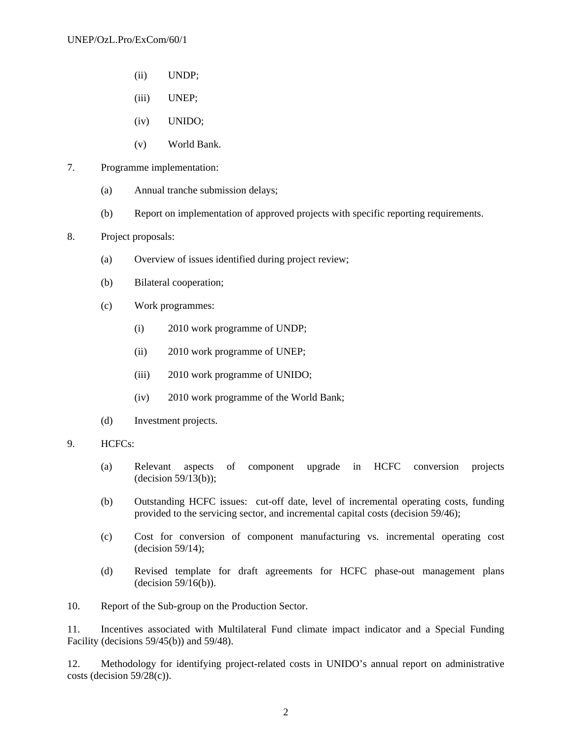(ii) UNDP;

(iii) UNEP;

(iv) UNIDO;

(v) World Bank.

7. Programme implementation:

(a) Annual tranche submission delays;

(b) Report on implementation of approved projects with specific reporting requirements.

8. Project proposals:

(a) Overview of issues identified during project review;

(b) Bilateral cooperation;

(c) Work programmes:

(i) 2010 work programme of UNDP;

(ii) 2010 work programme of UNEP;

(iii) 2010 work programme of UNIDO;

(iv) 2010 work programme of the World Bank;

(d) Investment projects.

9. HCFCs:

(a) Relevant aspects of component upgrade in HCFC conversion projects (decision 59/13(b));

(b) Outstanding HCFC issues: cut-off date, level of incremental operating costs, funding provided to the servicing sector, and incremental capital costs (decision 59/46);

(c) Cost for conversion of component manufacturing vs. incremental operating cost (decision 59/14);

(d) Revised template for draft agreements for HCFC phase-out management plans (decision 59/16(b)).

10. Report of the Sub-group on the Production Sector.

11. Incentives associated with Multilateral Fund climate impact indicator and a Special Funding Facility (decisions 59/45(b)) and 59/48).

12. Methodology for identifying project-related costs in UNIDO's annual report on administrative costs (decision 59/28(c)).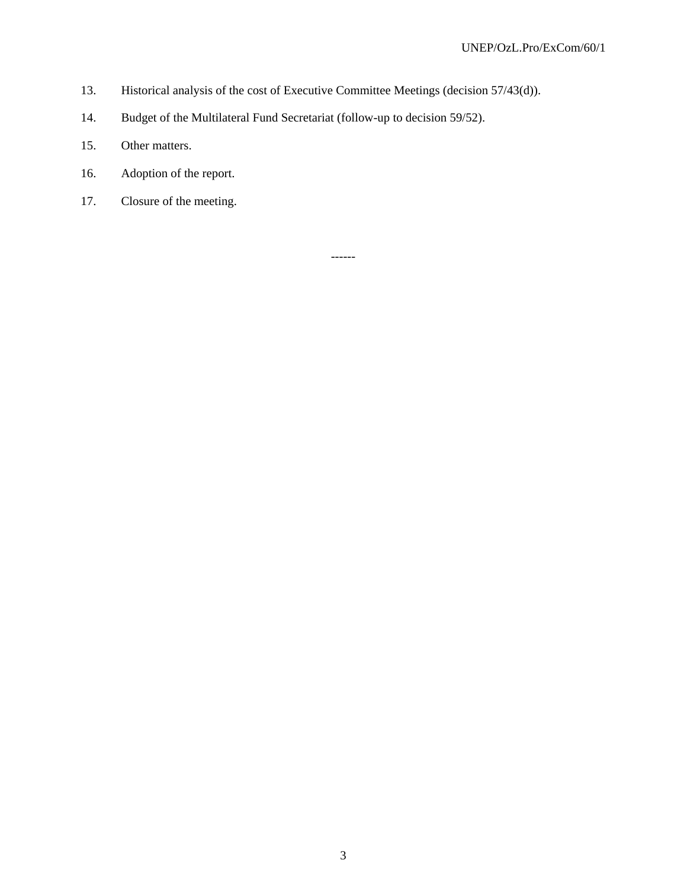13. Historical analysis of the cost of Executive Committee Meetings (decision 57/43(d)).

14. Budget of the Multilateral Fund Secretariat (follow-up to decision 59/52).

15. Other matters.

16. Adoption of the report.

17. Closure of the meeting.

------